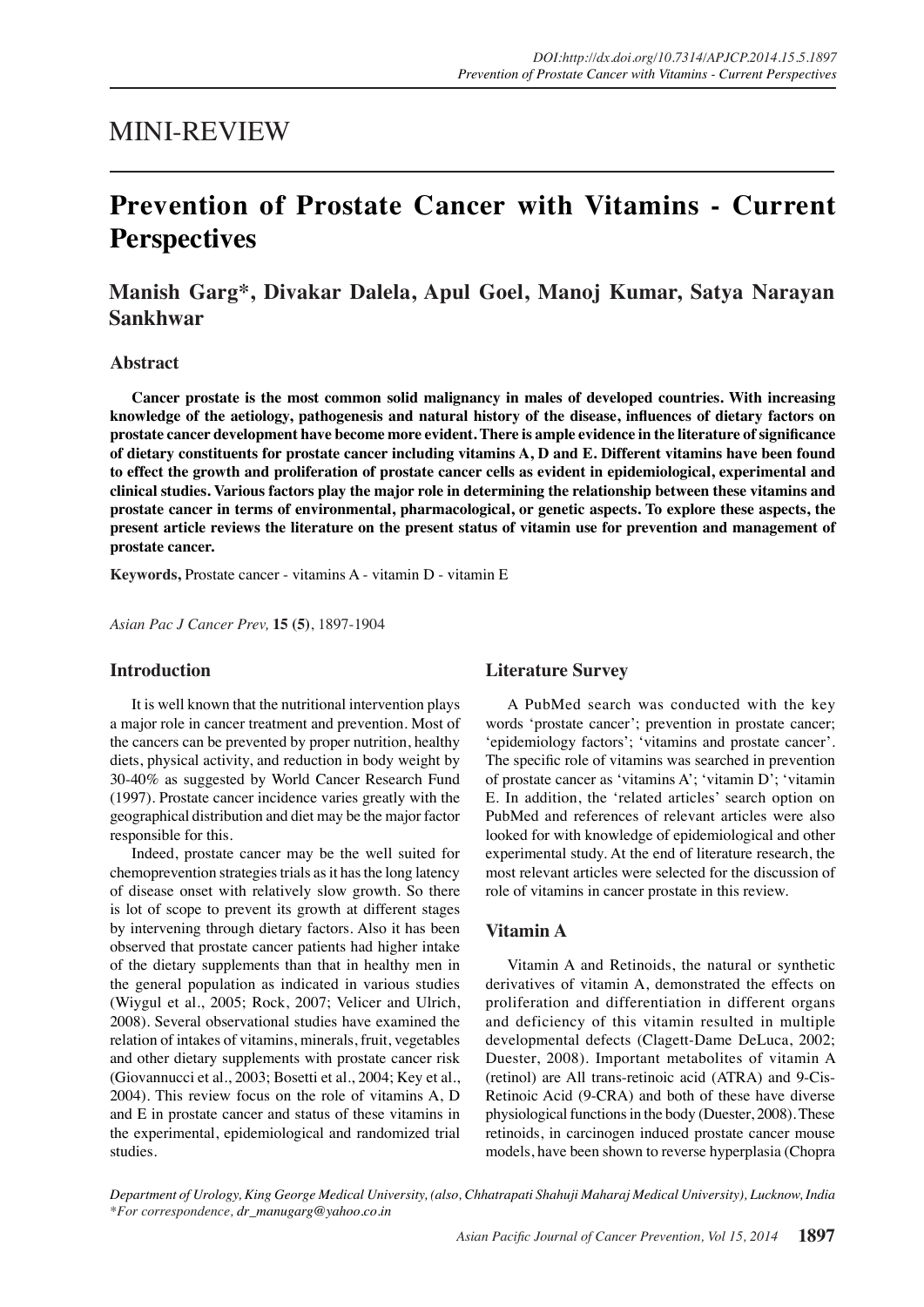# MINI-REVIEW

# Prevention of Prostate Cancer with Vitamins - Current Perspectives

**Manish Garg*, Divakar Dalela, Apul Goel, Manoj Kumar, Satya Narayan Sankhwar**

## Abstract

**Cancer prostate is the most common solid malignancy in males of developed countries. With increasing knowledge of the aetiology, pathogenesis and natural history of the disease, influences of dietary factors on prostate cancer development have become more evident. There is ample evidence in the literature of significance of dietary constituents for prostate cancer including vitamins A, D and E. Different vitamins have been found to effect the growth and proliferation of prostate cancer cells as evident in epidemiological, experimental and clinical studies. Various factors play the major role in determining the relationship between these vitamins and prostate cancer in terms of environmental, pharmacological, or genetic aspects. To explore these aspects, the present article reviews the literature on the present status of vitamin use for prevention and management of prostate cancer.**

**Keywords,** Prostate cancer - vitamins A - vitamin D - vitamin E

*Asian Pac J Cancer Prev,* **15 (5)**, 1897-1904

## Introduction

It is well known that the nutritional intervention plays a major role in cancer treatment and prevention. Most of the cancers can be prevented by proper nutrition, healthy diets, physical activity, and reduction in body weight by 30-40% as suggested by World Cancer Research Fund (1997). Prostate cancer incidence varies greatly with the geographical distribution and diet may be the major factor responsible for this.

Indeed, prostate cancer may be the well suited for chemoprevention strategies trials as it has the long latency of disease onset with relatively slow growth. So there is lot of scope to prevent its growth at different stages by intervening through dietary factors. Also it has been observed that prostate cancer patients had higher intake of the dietary supplements than that in healthy men in the general population as indicated in various studies (Wiygul et al., 2005; Rock, 2007; Velicer and Ulrich, 2008). Several observational studies have examined the relation of intakes of vitamins, minerals, fruit, vegetables and other dietary supplements with prostate cancer risk (Giovannucci et al., 2003; Bosetti et al., 2004; Key et al., 2004). This review focus on the role of vitamins A, D and E in prostate cancer and status of these vitamins in the experimental, epidemiological and randomized trial studies.

## Literature Survey

A PubMed search was conducted with the key words 'prostate cancer'; prevention in prostate cancer; 'epidemiology factors'; 'vitamins and prostate cancer'. The specific role of vitamins was searched in prevention of prostate cancer as 'vitamins A'; 'vitamin D'; 'vitamin E. In addition, the 'related articles' search option on PubMed and references of relevant articles were also looked for with knowledge of epidemiological and other experimental study. At the end of literature research, the most relevant articles were selected for the discussion of role of vitamins in cancer prostate in this review.

## Vitamin A

Vitamin A and Retinoids, the natural or synthetic derivatives of vitamin A, demonstrated the effects on proliferation and differentiation in different organs and deficiency of this vitamin resulted in multiple developmental defects (Clagett-Dame DeLuca, 2002; Duester, 2008). Important metabolites of vitamin A (retinol) are All trans-retinoic acid (ATRA) and 9-Cis-Retinoic Acid (9-CRA) and both of these have diverse physiological functions in the body (Duester, 2008). These retinoids, in carcinogen induced prostate cancer mouse models, have been shown to reverse hyperplasia (Chopra

*Department of Urology, King George Medical University, (also, Chhatrapati Shahuji Maharaj Medical University), Lucknow, India*
*\*For correspondence, dr_manugarg@yahoo.co.in*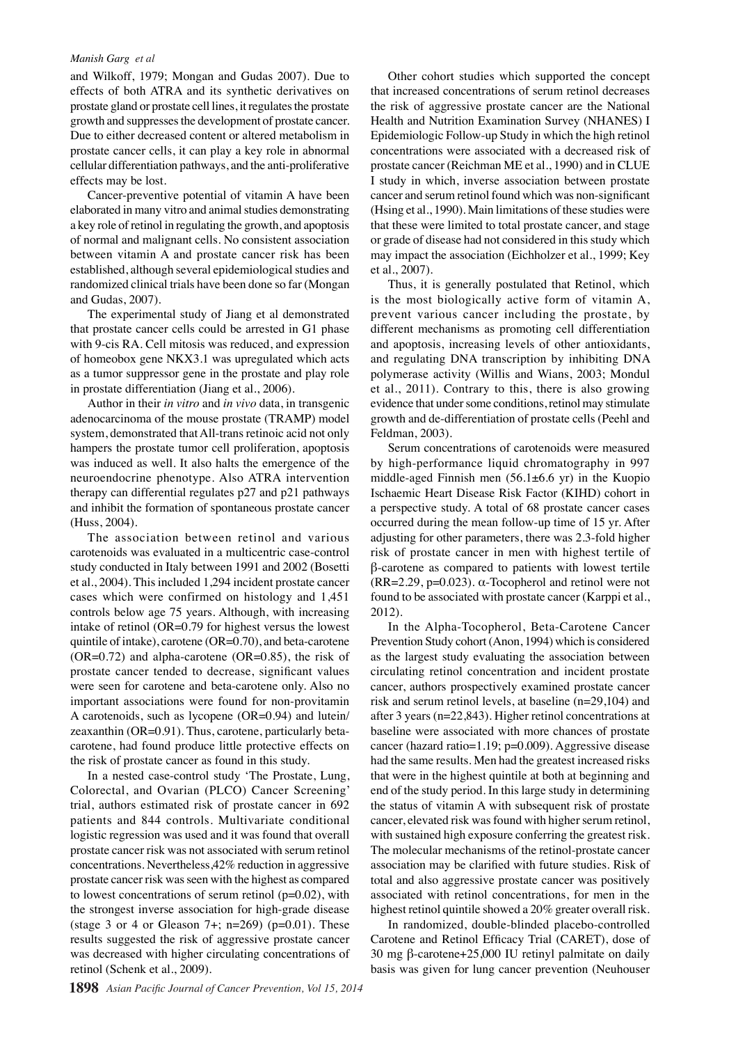and Wilkoff, 1979; Mongan and Gudas 2007). Due to effects of both ATRA and its synthetic derivatives on prostate gland or prostate cell lines, it regulates the prostate growth and suppresses the development of prostate cancer. Due to either decreased content or altered metabolism in prostate cancer cells, it can play a key role in abnormal cellular differentiation pathways, and the anti-proliferative effects may be lost.

Cancer-preventive potential of vitamin A have been elaborated in many vitro and animal studies demonstrating a key role of retinol in regulating the growth, and apoptosis of normal and malignant cells. No consistent association between vitamin A and prostate cancer risk has been established, although several epidemiological studies and randomized clinical trials have been done so far (Mongan and Gudas, 2007).

The experimental study of Jiang et al demonstrated that prostate cancer cells could be arrested in G1 phase with 9-cis RA. Cell mitosis was reduced, and expression of homeobox gene NKX3.1 was upregulated which acts as a tumor suppressor gene in the prostate and play role in prostate differentiation (Jiang et al., 2006).

Author in their *in vitro* and *in vivo* data, in transgenic adenocarcinoma of the mouse prostate (TRAMP) model system, demonstrated that All-trans retinoic acid not only hampers the prostate tumor cell proliferation, apoptosis was induced as well. It also halts the emergence of the neuroendocrine phenotype. Also ATRA intervention therapy can differential regulates p27 and p21 pathways and inhibit the formation of spontaneous prostate cancer (Huss, 2004).

The association between retinol and various carotenoids was evaluated in a multicentric case-control study conducted in Italy between 1991 and 2002 (Bosetti et al., 2004). This included 1,294 incident prostate cancer cases which were confirmed on histology and 1,451 controls below age 75 years. Although, with increasing intake of retinol (OR=0.79 for highest versus the lowest quintile of intake), carotene (OR=0.70), and beta-carotene (OR=0.72) and alpha-carotene (OR=0.85), the risk of prostate cancer tended to decrease, significant values were seen for carotene and beta-carotene only. Also no important associations were found for non-provitamin A carotenoids, such as lycopene (OR=0.94) and lutein/zeaxanthin (OR=0.91). Thus, carotene, particularly beta-carotene, had found produce little protective effects on the risk of prostate cancer as found in this study.

In a nested case-control study 'The Prostate, Lung, Colorectal, and Ovarian (PLCO) Cancer Screening' trial, authors estimated risk of prostate cancer in 692 patients and 844 controls. Multivariate conditional logistic regression was used and it was found that overall prostate cancer risk was not associated with serum retinol concentrations. Nevertheless,42% reduction in aggressive prostate cancer risk was seen with the highest as compared to lowest concentrations of serum retinol (p=0.02), with the strongest inverse association for high-grade disease (stage 3 or 4 or Gleason 7+; n=269) (p=0.01). These results suggested the risk of aggressive prostate cancer was decreased with higher circulating concentrations of retinol (Schenk et al., 2009).

Other cohort studies which supported the concept that increased concentrations of serum retinol decreases the risk of aggressive prostate cancer are the National Health and Nutrition Examination Survey (NHANES) I Epidemiologic Follow-up Study in which the high retinol concentrations were associated with a decreased risk of prostate cancer (Reichman ME et al., 1990) and in CLUE I study in which, inverse association between prostate cancer and serum retinol found which was non-significant (Hsing et al., 1990). Main limitations of these studies were that these were limited to total prostate cancer, and stage or grade of disease had not considered in this study which may impact the association (Eichholzer et al., 1999; Key et al., 2007).

Thus, it is generally postulated that Retinol, which is the most biologically active form of vitamin A, prevent various cancer including the prostate, by different mechanisms as promoting cell differentiation and apoptosis, increasing levels of other antioxidants, and regulating DNA transcription by inhibiting DNA polymerase activity (Willis and Wians, 2003; Mondul et al., 2011). Contrary to this, there is also growing evidence that under some conditions, retinol may stimulate growth and de-differentiation of prostate cells (Peehl and Feldman, 2003).

Serum concentrations of carotenoids were measured by high-performance liquid chromatography in 997 middle-aged Finnish men (56.1±6.6 yr) in the Kuopio Ischaemic Heart Disease Risk Factor (KIHD) cohort in a perspective study. A total of 68 prostate cancer cases occurred during the mean follow-up time of 15 yr. After adjusting for other parameters, there was 2.3-fold higher risk of prostate cancer in men with highest tertile of β-carotene as compared to patients with lowest tertile (RR=2.29, p=0.023). α-Tocopherol and retinol were not found to be associated with prostate cancer (Karppi et al., 2012).

In the Alpha-Tocopherol, Beta-Carotene Cancer Prevention Study cohort (Anon, 1994) which is considered as the largest study evaluating the association between circulating retinol concentration and incident prostate cancer, authors prospectively examined prostate cancer risk and serum retinol levels, at baseline (n=29,104) and after 3 years (n=22,843). Higher retinol concentrations at baseline were associated with more chances of prostate cancer (hazard ratio=1.19; p=0.009). Aggressive disease had the same results. Men had the greatest increased risks that were in the highest quintile at both at beginning and end of the study period. In this large study in determining the status of vitamin A with subsequent risk of prostate cancer, elevated risk was found with higher serum retinol, with sustained high exposure conferring the greatest risk. The molecular mechanisms of the retinol-prostate cancer association may be clarified with future studies. Risk of total and also aggressive prostate cancer was positively associated with retinol concentrations, for men in the highest retinol quintile showed a 20% greater overall risk.

In randomized, double-blinded placebo-controlled Carotene and Retinol Efficacy Trial (CARET), dose of 30 mg β-carotene+25,000 IU retinyl palmitate on daily basis was given for lung cancer prevention (Neuhouser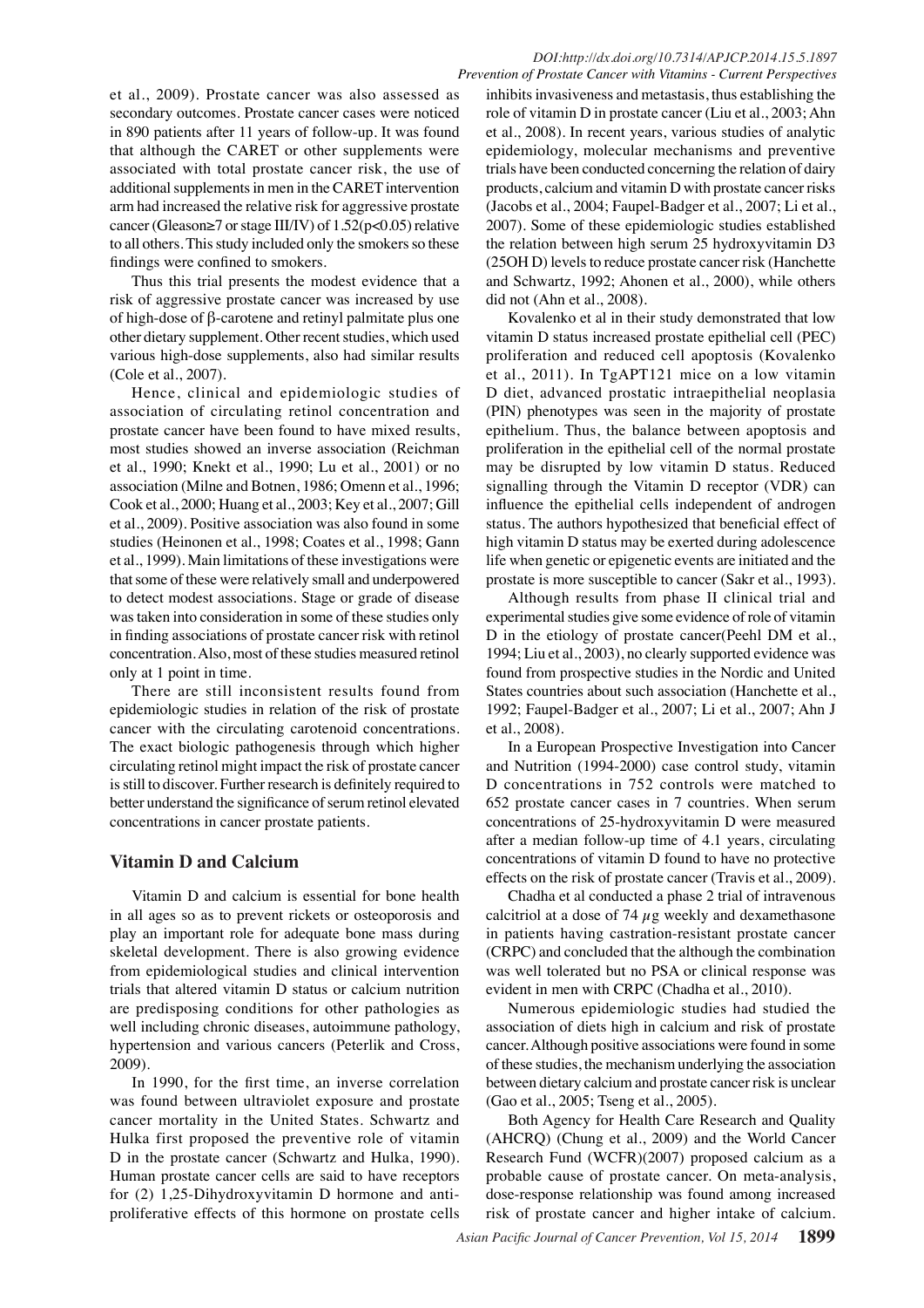et al., 2009). Prostate cancer was also assessed as secondary outcomes. Prostate cancer cases were noticed in 890 patients after 11 years of follow-up. It was found that although the CARET or other supplements were associated with total prostate cancer risk, the use of additional supplements in men in the CARET intervention arm had increased the relative risk for aggressive prostate cancer (Gleason≥7 or stage III/IV) of 1.52($p<0.05$) relative to all others. This study included only the smokers so these findings were confined to smokers.

Thus this trial presents the modest evidence that a risk of aggressive prostate cancer was increased by use of high-dose of β-carotene and retinyl palmitate plus one other dietary supplement. Other recent studies, which used various high-dose supplements, also had similar results (Cole et al., 2007).

Hence, clinical and epidemiologic studies of association of circulating retinol concentration and prostate cancer have been found to have mixed results, most studies showed an inverse association (Reichman et al., 1990; Knekt et al., 1990; Lu et al., 2001) or no association (Milne and Botnen, 1986; Omenn et al., 1996; Cook et al., 2000; Huang et al., 2003; Key et al., 2007; Gill et al., 2009). Positive association was also found in some studies (Heinonen et al., 1998; Coates et al., 1998; Gann et al., 1999). Main limitations of these investigations were that some of these were relatively small and underpowered to detect modest associations. Stage or grade of disease was taken into consideration in some of these studies only in finding associations of prostate cancer risk with retinol concentration. Also, most of these studies measured retinol only at 1 point in time.

There are still inconsistent results found from epidemiologic studies in relation of the risk of prostate cancer with the circulating carotenoid concentrations. The exact biologic pathogenesis through which higher circulating retinol might impact the risk of prostate cancer is still to discover. Further research is definitely required to better understand the significance of serum retinol elevated concentrations in cancer prostate patients.

## Vitamin D and Calcium

Vitamin D and calcium is essential for bone health in all ages so as to prevent rickets or osteoporosis and play an important role for adequate bone mass during skeletal development. There is also growing evidence from epidemiological studies and clinical intervention trials that altered vitamin D status or calcium nutrition are predisposing conditions for other pathologies as well including chronic diseases, autoimmune pathology, hypertension and various cancers (Peterlik and Cross, 2009).

In 1990, for the first time, an inverse correlation was found between ultraviolet exposure and prostate cancer mortality in the United States. Schwartz and Hulka first proposed the preventive role of vitamin D in the prostate cancer (Schwartz and Hulka, 1990). Human prostate cancer cells are said to have receptors for (2) 1,25-Dihydroxyvitamin D hormone and anti-proliferative effects of this hormone on prostate cells inhibits invasiveness and metastasis, thus establishing the role of vitamin D in prostate cancer (Liu et al., 2003; Ahn et al., 2008). In recent years, various studies of analytic epidemiology, molecular mechanisms and preventive trials have been conducted concerning the relation of dairy products, calcium and vitamin D with prostate cancer risks (Jacobs et al., 2004; Faupel-Badger et al., 2007; Li et al., 2007). Some of these epidemiologic studies established the relation between high serum 25 hydroxyvitamin D3 (25OH D) levels to reduce prostate cancer risk (Hanchette and Schwartz, 1992; Ahonen et al., 2000), while others did not (Ahn et al., 2008).

Kovalenko et al in their study demonstrated that low vitamin D status increased prostate epithelial cell (PEC) proliferation and reduced cell apoptosis (Kovalenko et al., 2011). In TgAPT121 mice on a low vitamin D diet, advanced prostatic intraepithelial neoplasia (PIN) phenotypes was seen in the majority of prostate epithelium. Thus, the balance between apoptosis and proliferation in the epithelial cell of the normal prostate may be disrupted by low vitamin D status. Reduced signalling through the Vitamin D receptor (VDR) can influence the epithelial cells independent of androgen status. The authors hypothesized that beneficial effect of high vitamin D status may be exerted during adolescence life when genetic or epigenetic events are initiated and the prostate is more susceptible to cancer (Sakr et al., 1993).

Although results from phase II clinical trial and experimental studies give some evidence of role of vitamin D in the etiology of prostate cancer(Peehl DM et al., 1994; Liu et al., 2003), no clearly supported evidence was found from prospective studies in the Nordic and United States countries about such association (Hanchette et al., 1992; Faupel-Badger et al., 2007; Li et al., 2007; Ahn J et al., 2008).

In a European Prospective Investigation into Cancer and Nutrition (1994-2000) case control study, vitamin D concentrations in 752 controls were matched to 652 prostate cancer cases in 7 countries. When serum concentrations of 25-hydroxyvitamin D were measured after a median follow-up time of 4.1 years, circulating concentrations of vitamin D found to have no protective effects on the risk of prostate cancer (Travis et al., 2009).

Chadha et al conducted a phase 2 trial of intravenous calcitriol at a dose of 74 μg weekly and dexamethasone in patients having castration-resistant prostate cancer (CRPC) and concluded that the although the combination was well tolerated but no PSA or clinical response was evident in men with CRPC (Chadha et al., 2010).

Numerous epidemiologic studies had studied the association of diets high in calcium and risk of prostate cancer. Although positive associations were found in some of these studies, the mechanism underlying the association between dietary calcium and prostate cancer risk is unclear (Gao et al., 2005; Tseng et al., 2005).

Both Agency for Health Care Research and Quality (AHCRQ) (Chung et al., 2009) and the World Cancer Research Fund (WCFR)(2007) proposed calcium as a probable cause of prostate cancer. On meta-analysis, dose-response relationship was found among increased risk of prostate cancer and higher intake of calcium.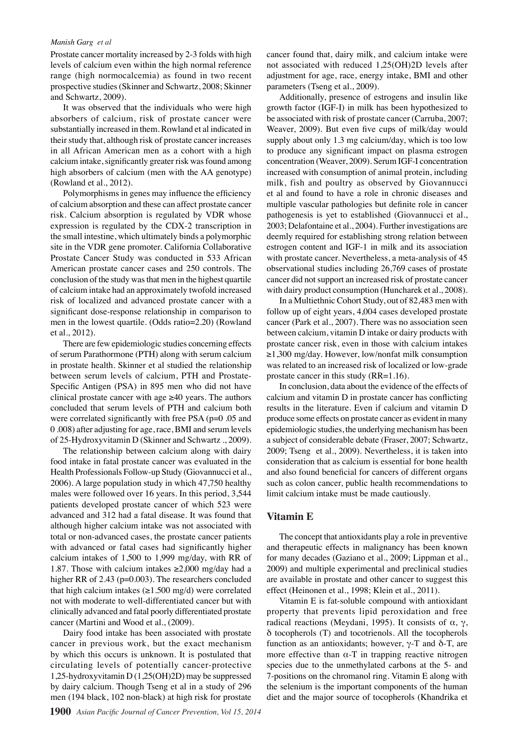Prostate cancer mortality increased by 2-3 folds with high levels of calcium even within the high normal reference range (high normocalcemia) as found in two recent prospective studies (Skinner and Schwartz, 2008; Skinner and Schwartz, 2009).

It was observed that the individuals who were high absorbers of calcium, risk of prostate cancer were substantially increased in them. Rowland et al indicated in their study that, although risk of prostate cancer increases in all African American men as a cohort with a high calcium intake, significantly greater risk was found among high absorbers of calcium (men with the AA genotype) (Rowland et al., 2012).

Polymorphisms in genes may influence the efficiency of calcium absorption and these can affect prostate cancer risk. Calcium absorption is regulated by VDR whose expression is regulated by the CDX-2 transcription in the small intestine, which ultimately binds a polymorphic site in the VDR gene promoter. California Collaborative Prostate Cancer Study was conducted in 533 African American prostate cancer cases and 250 controls. The conclusion of the study was that men in the highest quartile of calcium intake had an approximately twofold increased risk of localized and advanced prostate cancer with a significant dose-response relationship in comparison to men in the lowest quartile. (Odds ratio=2.20) (Rowland et al., 2012).

There are few epidemiologic studies concerning effects of serum Parathormone (PTH) along with serum calcium in prostate health. Skinner et al studied the relationship between serum levels of calcium, PTH and Prostate-Specific Antigen (PSA) in 895 men who did not have clinical prostate cancer with age ≥40 years. The authors concluded that serum levels of PTH and calcium both were correlated significantly with free PSA (p=0 .05 and 0 .008) after adjusting for age, race, BMI and serum levels of 25-Hydroxyvitamin D (Skinner and Schwartz ., 2009).

The relationship between calcium along with dairy food intake in fatal prostate cancer was evaluated in the Health Professionals Follow-up Study (Giovannucci et al., 2006). A large population study in which 47,750 healthy males were followed over 16 years. In this period, 3,544 patients developed prostate cancer of which 523 were advanced and 312 had a fatal disease. It was found that although higher calcium intake was not associated with total or non-advanced cases, the prostate cancer patients with advanced or fatal cases had significantly higher calcium intakes of 1,500 to 1,999 mg/day, with RR of 1.87. Those with calcium intakes ≥2,000 mg/day had a higher RR of 2.43 (p=0.003). The researchers concluded that high calcium intakes (≥1.500 mg/d) were correlated not with moderate to well-differentiated cancer but with clinically advanced and fatal poorly differentiated prostate cancer (Martini and Wood et al., (2009).

Dairy food intake has been associated with prostate cancer in previous work, but the exact mechanism by which this occurs is unknown. It is postulated that circulating levels of potentially cancer-protective 1,25-hydroxyvitamin D (1,25(OH)2D) may be suppressed by dairy calcium. Though Tseng et al in a study of 296 men (194 black, 102 non-black) at high risk for prostate cancer found that, dairy milk, and calcium intake were not associated with reduced 1,25(OH)2D levels after adjustment for age, race, energy intake, BMI and other parameters (Tseng et al., 2009).

Additionally, presence of estrogens and insulin like growth factor (IGF-I) in milk has been hypothesized to be associated with risk of prostate cancer (Carruba, 2007; Weaver, 2009). But even five cups of milk/day would supply about only 1.3 mg calcium/day, which is too low to produce any significant impact on plasma estrogen concentration (Weaver, 2009). Serum IGF-I concentration increased with consumption of animal protein, including milk, fish and poultry as observed by Giovannucci et al and found to have a role in chronic diseases and multiple vascular pathologies but definite role in cancer pathogenesis is yet to established (Giovannucci et al., 2003; Delafontaine et al., 2004). Further investigations are deemly required for establishing strong relation between estrogen content and IGF-1 in milk and its association with prostate cancer. Nevertheless, a meta-analysis of 45 observational studies including 26,769 cases of prostate cancer did not support an increased risk of prostate cancer with dairy product consumption (Huncharek et al., 2008).

In a Multiethnic Cohort Study, out of 82,483 men with follow up of eight years, 4,004 cases developed prostate cancer (Park et al., 2007). There was no association seen between calcium, vitamin D intake or dairy products with prostate cancer risk, even in those with calcium intakes ≥1,300 mg/day. However, low/nonfat milk consumption was related to an increased risk of localized or low-grade prostate cancer in this study (RR=1.16).

In conclusion, data about the evidence of the effects of calcium and vitamin D in prostate cancer has conflicting results in the literature. Even if calcium and vitamin D produce some effects on prostate cancer as evident in many epidemiologic studies, the underlying mechanism has been a subject of considerable debate (Fraser, 2007; Schwartz, 2009; Tseng et al., 2009). Nevertheless, it is taken into consideration that as calcium is essential for bone health and also found beneficial for cancers of different organs such as colon cancer, public health recommendations to limit calcium intake must be made cautiously.

## Vitamin E

The concept that antioxidants play a role in preventive and therapeutic effects in malignancy has been known for many decades (Gaziano et al., 2009; Lippman et al., 2009) and multiple experimental and preclinical studies are available in prostate and other cancer to suggest this effect (Heinonen et al., 1998; Klein et al., 2011).

Vitamin E is fat-soluble compound with antioxidant property that prevents lipid peroxidation and free radical reactions (Meydani, 1995). It consists of $\alpha$, $\gamma$, $\delta$ tocopherols (T) and tocotrienols. All the tocopherols function as an antioxidants; however, $\gamma$-T and $\delta$-T, are more effective than $\alpha$-T in trapping reactive nitrogen species due to the unmethylated carbons at the 5- and 7-positions on the chromanol ring. Vitamin E along with the selenium is the important components of the human diet and the major source of tocopherols (Khandrika et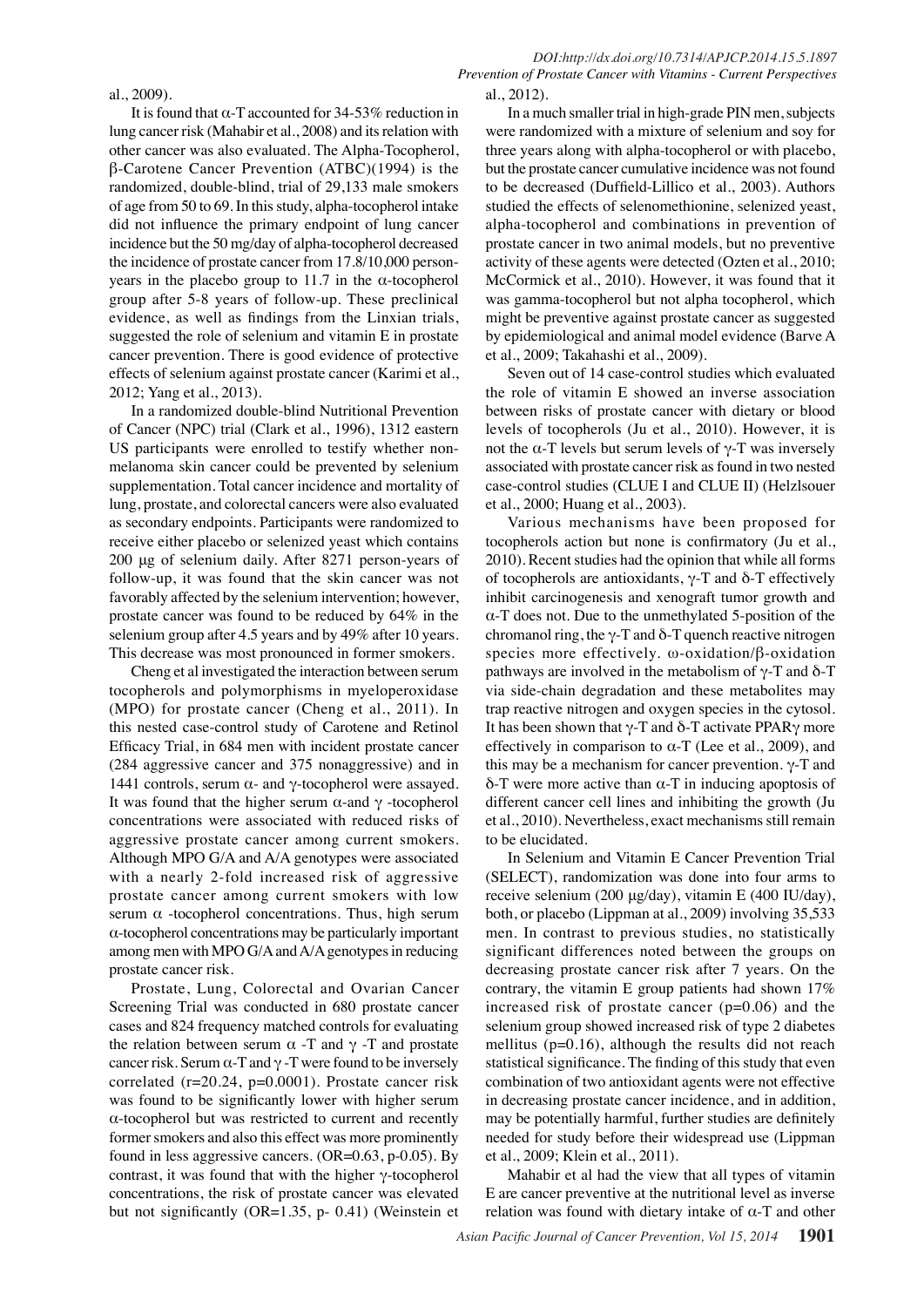al., 2009).

It is found that α-T accounted for 34-53% reduction in lung cancer risk (Mahabir et al., 2008) and its relation with other cancer was also evaluated. The Alpha-Tocopherol, β-Carotene Cancer Prevention (ATBC)(1994) is the randomized, double-blind, trial of 29,133 male smokers of age from 50 to 69. In this study, alpha-tocopherol intake did not influence the primary endpoint of lung cancer incidence but the 50 mg/day of alpha-tocopherol decreased the incidence of prostate cancer from 17.8/10,000 person-years in the placebo group to 11.7 in the α-tocopherol group after 5-8 years of follow-up. These preclinical evidence, as well as findings from the Linxian trials, suggested the role of selenium and vitamin E in prostate cancer prevention. There is good evidence of protective effects of selenium against prostate cancer (Karimi et al., 2012; Yang et al., 2013).

In a randomized double-blind Nutritional Prevention of Cancer (NPC) trial (Clark et al., 1996), 1312 eastern US participants were enrolled to testify whether non-melanoma skin cancer could be prevented by selenium supplementation. Total cancer incidence and mortality of lung, prostate, and colorectal cancers were also evaluated as secondary endpoints. Participants were randomized to receive either placebo or selenized yeast which contains 200 μg of selenium daily. After 8271 person-years of follow-up, it was found that the skin cancer was not favorably affected by the selenium intervention; however, prostate cancer was found to be reduced by 64% in the selenium group after 4.5 years and by 49% after 10 years. This decrease was most pronounced in former smokers.

Cheng et al investigated the interaction between serum tocopherols and polymorphisms in myeloperoxidase (MPO) for prostate cancer (Cheng et al., 2011). In this nested case-control study of Carotene and Retinol Efficacy Trial, in 684 men with incident prostate cancer (284 aggressive cancer and 375 nonaggressive) and in 1441 controls, serum α- and γ-tocopherol were assayed. It was found that the higher serum α-and γ -tocopherol concentrations were associated with reduced risks of aggressive prostate cancer among current smokers. Although MPO G/A and A/A genotypes were associated with a nearly 2-fold increased risk of aggressive prostate cancer among current smokers with low serum α -tocopherol concentrations. Thus, high serum α-tocopherol concentrations may be particularly important among men with MPO G/A and A/A genotypes in reducing prostate cancer risk.

Prostate, Lung, Colorectal and Ovarian Cancer Screening Trial was conducted in 680 prostate cancer cases and 824 frequency matched controls for evaluating the relation between serum α -T and γ -T and prostate cancer risk. Serum α-T and γ -T were found to be inversely correlated (r=20.24, p=0.0001). Prostate cancer risk was found to be significantly lower with higher serum α-tocopherol but was restricted to current and recently former smokers and also this effect was more prominently found in less aggressive cancers. (OR=0.63, p-0.05). By contrast, it was found that with the higher γ-tocopherol concentrations, the risk of prostate cancer was elevated but not significantly (OR=1.35, p- 0.41) (Weinstein et al., 2012).

In a much smaller trial in high-grade PIN men, subjects were randomized with a mixture of selenium and soy for three years along with alpha-tocopherol or with placebo, but the prostate cancer cumulative incidence was not found to be decreased (Duffield-Lillico et al., 2003). Authors studied the effects of selenomethionine, selenized yeast, alpha-tocopherol and combinations in prevention of prostate cancer in two animal models, but no preventive activity of these agents were detected (Ozten et al., 2010; McCormick et al., 2010). However, it was found that it was gamma-tocopherol but not alpha tocopherol, which might be preventive against prostate cancer as suggested by epidemiological and animal model evidence (Barve A et al., 2009; Takahashi et al., 2009).

Seven out of 14 case-control studies which evaluated the role of vitamin E showed an inverse association between risks of prostate cancer with dietary or blood levels of tocopherols (Ju et al., 2010). However, it is not the α-T levels but serum levels of γ-T was inversely associated with prostate cancer risk as found in two nested case-control studies (CLUE I and CLUE II) (Helzlsouer et al., 2000; Huang et al., 2003).

Various mechanisms have been proposed for tocopherols action but none is confirmatory (Ju et al., 2010). Recent studies had the opinion that while all forms of tocopherols are antioxidants, γ-T and δ-T effectively inhibit carcinogenesis and xenograft tumor growth and α-T does not. Due to the unmethylated 5-position of the chromanol ring, the γ-T and δ-T quench reactive nitrogen species more effectively. ω-oxidation/β-oxidation pathways are involved in the metabolism of γ-T and δ-T via side-chain degradation and these metabolites may trap reactive nitrogen and oxygen species in the cytosol. It has been shown that γ-T and δ-T activate PPARγ more effectively in comparison to α-T (Lee et al., 2009), and this may be a mechanism for cancer prevention. γ-T and δ-T were more active than α-T in inducing apoptosis of different cancer cell lines and inhibiting the growth (Ju et al., 2010). Nevertheless, exact mechanisms still remain to be elucidated.

In Selenium and Vitamin E Cancer Prevention Trial (SELECT), randomization was done into four arms to receive selenium (200 μg/day), vitamin E (400 IU/day), both, or placebo (Lippman at al., 2009) involving 35,533 men. In contrast to previous studies, no statistically significant differences noted between the groups on decreasing prostate cancer risk after 7 years. On the contrary, the vitamin E group patients had shown 17% increased risk of prostate cancer (p=0.06) and the selenium group showed increased risk of type 2 diabetes mellitus (p=0.16), although the results did not reach statistical significance. The finding of this study that even combination of two antioxidant agents were not effective in decreasing prostate cancer incidence, and in addition, may be potentially harmful, further studies are definitely needed for study before their widespread use (Lippman et al., 2009; Klein et al., 2011).

Mahabir et al had the view that all types of vitamin E are cancer preventive at the nutritional level as inverse relation was found with dietary intake of α-T and other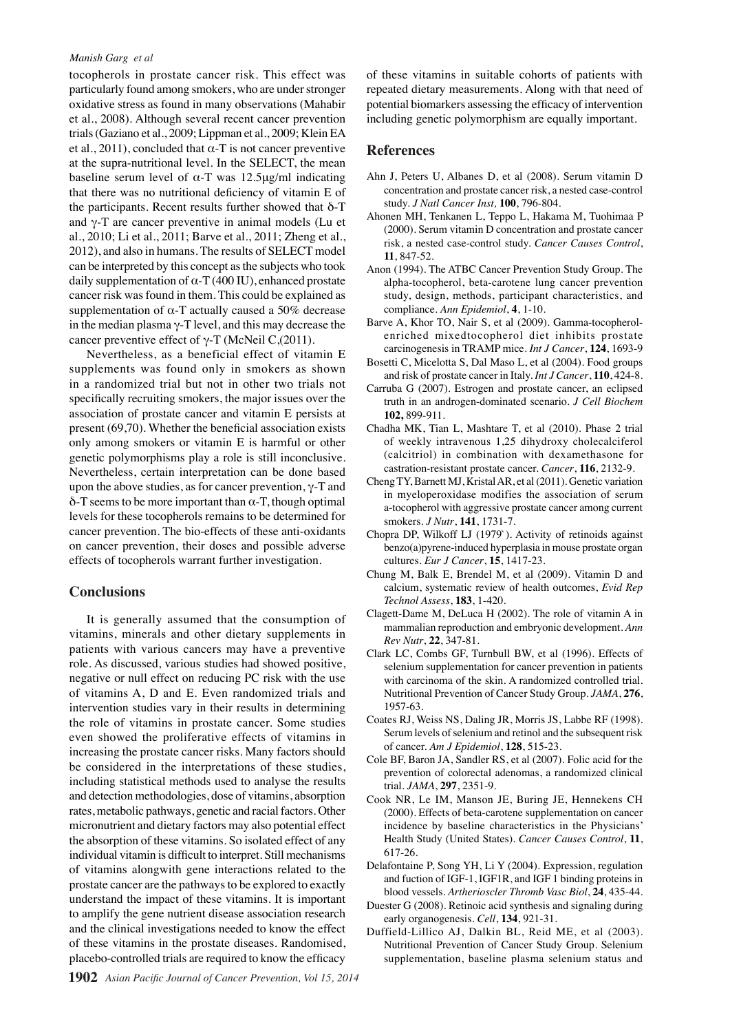tocopherols in prostate cancer risk. This effect was particularly found among smokers, who are under stronger oxidative stress as found in many observations (Mahabir et al., 2008). Although several recent cancer prevention trials (Gaziano et al., 2009; Lippman et al., 2009; Klein EA et al., 2011), concluded that α-T is not cancer preventive at the supra-nutritional level. In the SELECT, the mean baseline serum level of α-T was 12.5μg/ml indicating that there was no nutritional deficiency of vitamin E of the participants. Recent results further showed that δ-T and γ-T are cancer preventive in animal models (Lu et al., 2010; Li et al., 2011; Barve et al., 2011; Zheng et al., 2012), and also in humans. The results of SELECT model can be interpreted by this concept as the subjects who took daily supplementation of α-T (400 IU), enhanced prostate cancer risk was found in them. This could be explained as supplementation of α-T actually caused a 50% decrease in the median plasma γ-T level, and this may decrease the cancer preventive effect of γ-T (McNeil C,(2011).

Nevertheless, as a beneficial effect of vitamin E supplements was found only in smokers as shown in a randomized trial but not in other two trials not specifically recruiting smokers, the major issues over the association of prostate cancer and vitamin E persists at present (69,70). Whether the beneficial association exists only among smokers or vitamin E is harmful or other genetic polymorphisms play a role is still inconclusive. Nevertheless, certain interpretation can be done based upon the above studies, as for cancer prevention, γ-T and δ-T seems to be more important than α-T, though optimal levels for these tocopherols remains to be determined for cancer prevention. The bio-effects of these anti-oxidants on cancer prevention, their doses and possible adverse effects of tocopherols warrant further investigation.

## Conclusions

It is generally assumed that the consumption of vitamins, minerals and other dietary supplements in patients with various cancers may have a preventive role. As discussed, various studies had showed positive, negative or null effect on reducing PC risk with the use of vitamins A, D and E. Even randomized trials and intervention studies vary in their results in determining the role of vitamins in prostate cancer. Some studies even showed the proliferative effects of vitamins in increasing the prostate cancer risks. Many factors should be considered in the interpretations of these studies, including statistical methods used to analyse the results and detection methodologies, dose of vitamins, absorption rates, metabolic pathways, genetic and racial factors. Other micronutrient and dietary factors may also potential effect the absorption of these vitamins. So isolated effect of any individual vitamin is difficult to interpret. Still mechanisms of vitamins alongwith gene interactions related to the prostate cancer are the pathways to be explored to exactly understand the impact of these vitamins. It is important to amplify the gene nutrient disease association research and the clinical investigations needed to know the effect of these vitamins in the prostate diseases. Randomised, placebo-controlled trials are required to know the efficacy of these vitamins in suitable cohorts of patients with repeated dietary measurements. Along with that need of potential biomarkers assessing the efficacy of intervention including genetic polymorphism are equally important.

## References

Ahn J, Peters U, Albanes D, et al (2008). Serum vitamin D concentration and prostate cancer risk, a nested case-control study. *J Natl Cancer Inst*, **100**, 796-804.

Ahonen MH, Tenkanen L, Teppo L, Hakama M, Tuohimaa P (2000). Serum vitamin D concentration and prostate cancer risk, a nested case-control study. *Cancer Causes Control*, **11**, 847-52.

Anon (1994). The ATBC Cancer Prevention Study Group. The alpha-tocopherol, beta-carotene lung cancer prevention study, design, methods, participant characteristics, and compliance. *Ann Epidemiol*, **4**, 1-10.

Barve A, Khor TO, Nair S, et al (2009). Gamma-tocopherol-enriched mixedtocopherol diet inhibits prostate carcinogenesis in TRAMP mice. *Int J Cancer*, **124**, 1693-9

Bosetti C, Micelotta S, Dal Maso L, et al (2004). Food groups and risk of prostate cancer in Italy. *Int J Cancer*, **110**, 424-8.

Carruba G (2007). Estrogen and prostate cancer, an eclipsed truth in an androgen-dominated scenario. *J Cell Biochem* **102,** 899-911.

Chadha MK, Tian L, Mashtare T, et al (2010). Phase 2 trial of weekly intravenous 1,25 dihydroxy cholecalciferol (calcitriol) in combination with dexamethasone for castration-resistant prostate cancer. *Cancer*, **116**, 2132-9.

Cheng TY, Barnett MJ, Kristal AR, et al (2011). Genetic variation in myeloperoxidase modifies the association of serum a-tocopherol with aggressive prostate cancer among current smokers. *J Nutr*, **141**, 1731-7.

Chopra DP, Wilkoff LJ (1979`). Activity of retinoids against benzo(a)pyrene-induced hyperplasia in mouse prostate organ cultures. *Eur J Cancer*, **15**, 1417-23.

Chung M, Balk E, Brendel M, et al (2009). Vitamin D and calcium, systematic review of health outcomes, *Evid Rep Technol Assess*, **183**, 1-420.

Clagett-Dame M, DeLuca H (2002). The role of vitamin A in mammalian reproduction and embryonic development. *Ann Rev Nutr*, **22**, 347-81.

Clark LC, Combs GF, Turnbull BW, et al (1996). Effects of selenium supplementation for cancer prevention in patients with carcinoma of the skin. A randomized controlled trial. Nutritional Prevention of Cancer Study Group. *JAMA*, **276**, 1957-63.

Coates RJ, Weiss NS, Daling JR, Morris JS, Labbe RF (1998). Serum levels of selenium and retinol and the subsequent risk of cancer. *Am J Epidemiol*, **128**, 515-23.

Cole BF, Baron JA, Sandler RS, et al (2007). Folic acid for the prevention of colorectal adenomas, a randomized clinical trial. *JAMA*, **297**, 2351-9.

Cook NR, Le IM, Manson JE, Buring JE, Hennekens CH (2000). Effects of beta-carotene supplementation on cancer incidence by baseline characteristics in the Physicians' Health Study (United States). *Cancer Causes Control*, **11**, 617-26.

Delafontaine P, Song YH, Li Y (2004). Expression, regulation and fuction of IGF-1, IGF1R, and IGF 1 binding proteins in blood vessels. *Artherioscler Thromb Vasc Biol*, **24**, 435-44.

Duester G (2008). Retinoic acid synthesis and signaling during early organogenesis. *Cell*, **134**, 921-31.

Duffield-Lillico AJ, Dalkin BL, Reid ME, et al (2003). Nutritional Prevention of Cancer Study Group. Selenium supplementation, baseline plasma selenium status and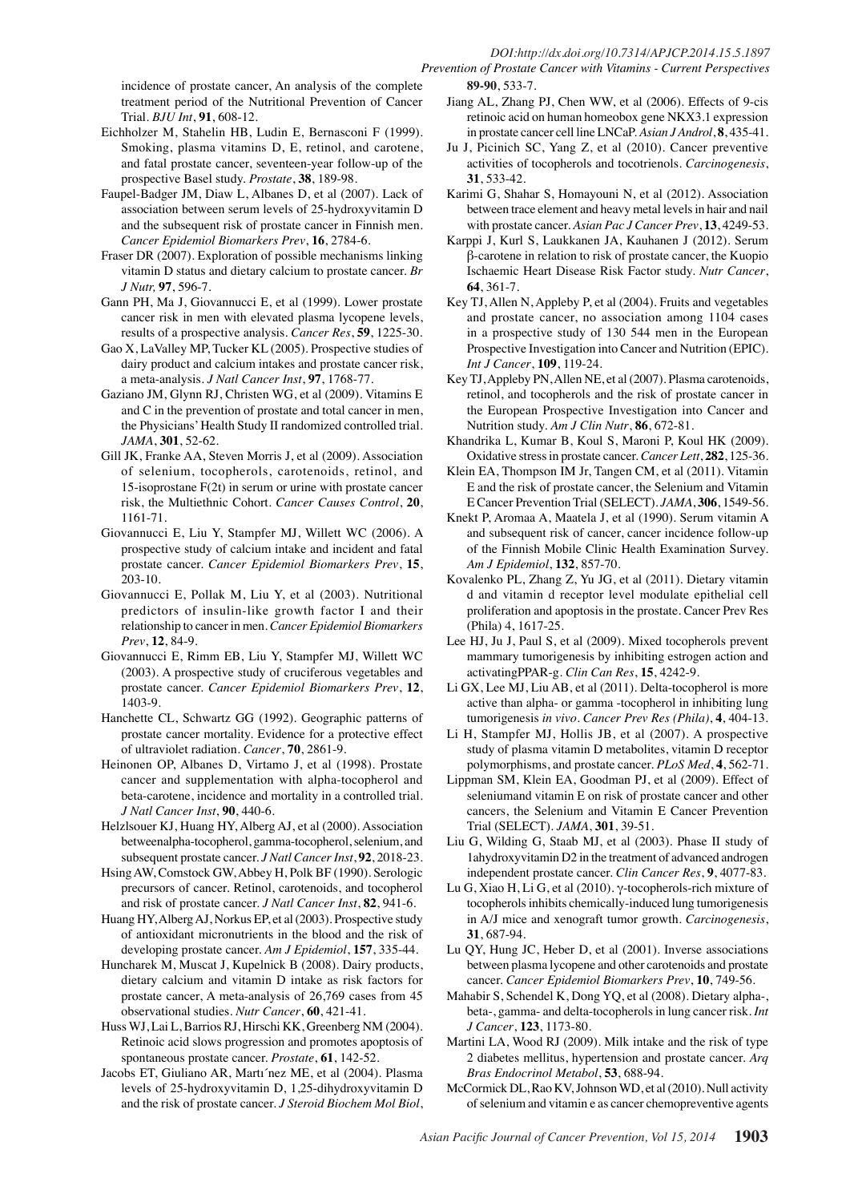incidence of prostate cancer, An analysis of the complete treatment period of the Nutritional Prevention of Cancer Trial. *BJU Int*, **91**, 608-12.

Eichholzer M, Stahelin HB, Ludin E, Bernasconi F (1999). Smoking, plasma vitamins D, E, retinol, and carotene, and fatal prostate cancer, seventeen-year follow-up of the prospective Basel study. *Prostate*, **38**, 189-98.

Faupel-Badger JM, Diaw L, Albanes D, et al (2007). Lack of association between serum levels of 25-hydroxyvitamin D and the subsequent risk of prostate cancer in Finnish men. *Cancer Epidemiol Biomarkers Prev*, **16**, 2784-6.

Fraser DR (2007). Exploration of possible mechanisms linking vitamin D status and dietary calcium to prostate cancer. *Br J Nutr,* **97**, 596-7.

Gann PH, Ma J, Giovannucci E, et al (1999). Lower prostate cancer risk in men with elevated plasma lycopene levels, results of a prospective analysis. *Cancer Res*, **59**, 1225-30.

Gao X, LaValley MP, Tucker KL (2005). Prospective studies of dairy product and calcium intakes and prostate cancer risk, a meta-analysis. *J Natl Cancer Inst*, **97**, 1768-77.

Gaziano JM, Glynn RJ, Christen WG, et al (2009). Vitamins E and C in the prevention of prostate and total cancer in men, the Physicians' Health Study II randomized controlled trial. *JAMA*, **301**, 52-62.

Gill JK, Franke AA, Steven Morris J, et al (2009). Association of selenium, tocopherols, carotenoids, retinol, and 15-isoprostane F(2t) in serum or urine with prostate cancer risk, the Multiethnic Cohort. *Cancer Causes Control*, **20**, 1161-71.

Giovannucci E, Liu Y, Stampfer MJ, Willett WC (2006). A prospective study of calcium intake and incident and fatal prostate cancer. *Cancer Epidemiol Biomarkers Prev*, **15**, 203-10.

Giovannucci E, Pollak M, Liu Y, et al (2003). Nutritional predictors of insulin-like growth factor I and their relationship to cancer in men. *Cancer Epidemiol Biomarkers Prev*, **12**, 84-9.

Giovannucci E, Rimm EB, Liu Y, Stampfer MJ, Willett WC (2003). A prospective study of cruciferous vegetables and prostate cancer. *Cancer Epidemiol Biomarkers Prev*, **12**, 1403-9.

Hanchette CL, Schwartz GG (1992). Geographic patterns of prostate cancer mortality. Evidence for a protective effect of ultraviolet radiation. *Cancer*, **70**, 2861-9.

Heinonen OP, Albanes D, Virtamo J, et al (1998). Prostate cancer and supplementation with alpha-tocopherol and beta-carotene, incidence and mortality in a controlled trial. *J Natl Cancer Inst*, **90**, 440-6.

Helzlsouer KJ, Huang HY, Alberg AJ, et al (2000). Association betweenalpha-tocopherol, gamma-tocopherol, selenium, and subsequent prostate cancer. *J Natl Cancer Inst*, **92**, 2018-23.

Hsing AW, Comstock GW, Abbey H, Polk BF (1990). Serologic precursors of cancer. Retinol, carotenoids, and tocopherol and risk of prostate cancer. *J Natl Cancer Inst*, **82**, 941-6.

Huang HY, Alberg AJ, Norkus EP, et al (2003). Prospective study of antioxidant micronutrients in the blood and the risk of developing prostate cancer. *Am J Epidemiol*, **157**, 335-44.

Huncharek M, Muscat J, Kupelnick B (2008). Dairy products, dietary calcium and vitamin D intake as risk factors for prostate cancer, A meta-analysis of 26,769 cases from 45 observational studies. *Nutr Cancer*, **60**, 421-41.

Huss WJ, Lai L, Barrios RJ, Hirschi KK, Greenberg NM (2004). Retinoic acid slows progression and promotes apoptosis of spontaneous prostate cancer. *Prostate*, **61**, 142-52.

Jacobs ET, Giuliano AR, Martı´nez ME, et al (2004). Plasma levels of 25-hydroxyvitamin D, 1,25-dihydroxyvitamin D and the risk of prostate cancer. *J Steroid Biochem Mol Biol*, **89-90**, 533-7.

Jiang AL, Zhang PJ, Chen WW, et al (2006). Effects of 9-cis retinoic acid on human homeobox gene NKX3.1 expression in prostate cancer cell line LNCaP. *Asian J Androl*, **8**, 435-41.

Ju J, Picinich SC, Yang Z, et al (2010). Cancer preventive activities of tocopherols and tocotrienols. *Carcinogenesis*, **31**, 533-42.

Karimi G, Shahar S, Homayouni N, et al (2012). Association between trace element and heavy metal levels in hair and nail with prostate cancer. *Asian Pac J Cancer Prev*, **13**, 4249-53.

Karppi J, Kurl S, Laukkanen JA, Kauhanen J (2012). Serum β-carotene in relation to risk of prostate cancer, the Kuopio Ischaemic Heart Disease Risk Factor study. *Nutr Cancer*, **64**, 361-7.

Key TJ, Allen N, Appleby P, et al (2004). Fruits and vegetables and prostate cancer, no association among 1104 cases in a prospective study of 130 544 men in the European Prospective Investigation into Cancer and Nutrition (EPIC). *Int J Cancer*, **109**, 119-24.

Key TJ, Appleby PN, Allen NE, et al (2007). Plasma carotenoids, retinol, and tocopherols and the risk of prostate cancer in the European Prospective Investigation into Cancer and Nutrition study. *Am J Clin Nutr*, **86**, 672-81.

Khandrika L, Kumar B, Koul S, Maroni P, Koul HK (2009). Oxidative stress in prostate cancer. *Cancer Lett*, **282**, 125-36.

Klein EA, Thompson IM Jr, Tangen CM, et al (2011). Vitamin E and the risk of prostate cancer, the Selenium and Vitamin E Cancer Prevention Trial (SELECT). *JAMA*, **306**, 1549-56.

Knekt P, Aromaa A, Maatela J, et al (1990). Serum vitamin A and subsequent risk of cancer, cancer incidence follow-up of the Finnish Mobile Clinic Health Examination Survey. *Am J Epidemiol*, **132**, 857-70.

Kovalenko PL, Zhang Z, Yu JG, et al (2011). Dietary vitamin d and vitamin d receptor level modulate epithelial cell proliferation and apoptosis in the prostate. Cancer Prev Res (Phila) 4, 1617-25.

Lee HJ, Ju J, Paul S, et al (2009). Mixed tocopherols prevent mammary tumorigenesis by inhibiting estrogen action and activatingPPAR-g. *Clin Can Res*, **15**, 4242-9.

Li GX, Lee MJ, Liu AB, et al (2011). Delta-tocopherol is more active than alpha- or gamma -tocopherol in inhibiting lung tumorigenesis *in vivo*. *Cancer Prev Res (Phila)*, **4**, 404-13.

Li H, Stampfer MJ, Hollis JB, et al (2007). A prospective study of plasma vitamin D metabolites, vitamin D receptor polymorphisms, and prostate cancer. *PLoS Med*, **4**, 562-71.

Lippman SM, Klein EA, Goodman PJ, et al (2009). Effect of seleniumand vitamin E on risk of prostate cancer and other cancers, the Selenium and Vitamin E Cancer Prevention Trial (SELECT). *JAMA*, **301**, 39-51.

Liu G, Wilding G, Staab MJ, et al (2003). Phase II study of 1ahydroxyvitamin D2 in the treatment of advanced androgen independent prostate cancer. *Clin Cancer Res*, **9**, 4077-83.

Lu G, Xiao H, Li G, et al (2010). γ-tocopherols-rich mixture of tocopherols inhibits chemically-induced lung tumorigenesis in A/J mice and xenograft tumor growth. *Carcinogenesis*, **31**, 687-94.

Lu QY, Hung JC, Heber D, et al (2001). Inverse associations between plasma lycopene and other carotenoids and prostate cancer. *Cancer Epidemiol Biomarkers Prev*, **10**, 749-56.

Mahabir S, Schendel K, Dong YQ, et al (2008). Dietary alpha-, beta-, gamma- and delta-tocopherols in lung cancer risk. *Int J Cancer*, **123**, 1173-80.

Martini LA, Wood RJ (2009). Milk intake and the risk of type 2 diabetes mellitus, hypertension and prostate cancer. *Arq Bras Endocrinol Metabol*, **53**, 688-94.

McCormick DL, Rao KV, Johnson WD, et al (2010). Null activity of selenium and vitamin e as cancer chemopreventive agents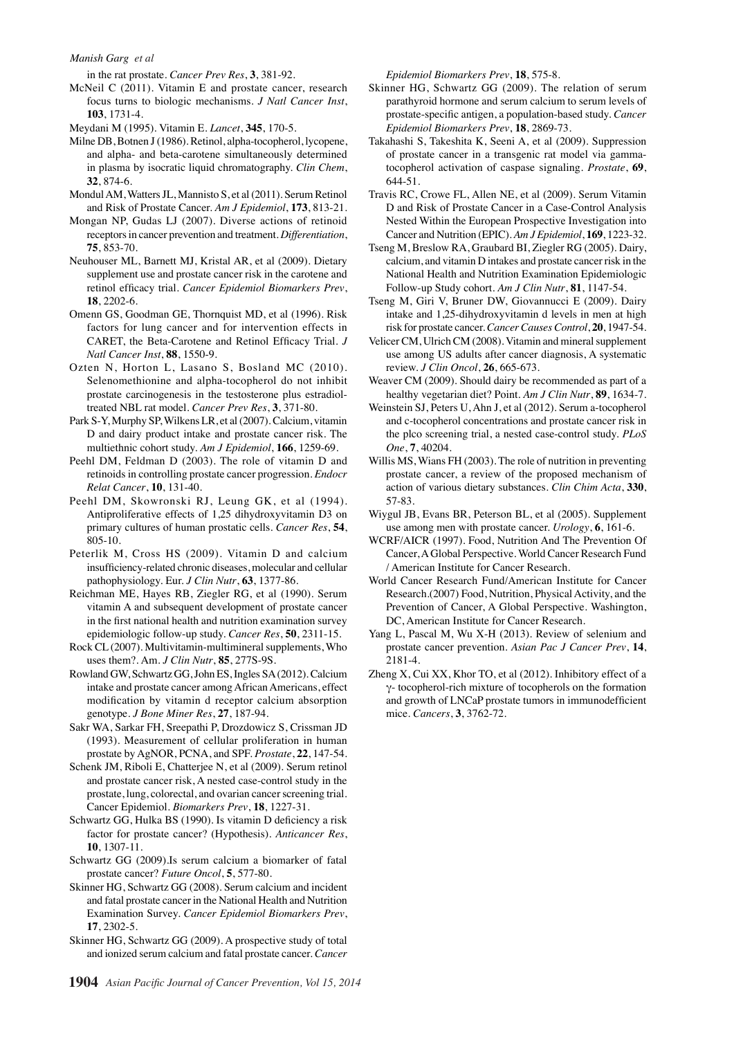in the rat prostate. *Cancer Prev Res*, **3**, 381-92.

McNeil C (2011). Vitamin E and prostate cancer, research focus turns to biologic mechanisms. *J Natl Cancer Inst*, **103**, 1731-4.

Meydani M (1995). Vitamin E. *Lancet*, **345**, 170-5.

Milne DB, Botnen J (1986). Retinol, alpha-tocopherol, lycopene, and alpha- and beta-carotene simultaneously determined in plasma by isocratic liquid chromatography. *Clin Chem*, **32**, 874-6.

Mondul AM, Watters JL, Mannisto S, et al (2011). Serum Retinol and Risk of Prostate Cancer. *Am J Epidemiol*, **173**, 813-21.

Mongan NP, Gudas LJ (2007). Diverse actions of retinoid receptors in cancer prevention and treatment. *Differentiation*, **75**, 853-70.

Neuhouser ML, Barnett MJ, Kristal AR, et al (2009). Dietary supplement use and prostate cancer risk in the carotene and retinol efficacy trial. *Cancer Epidemiol Biomarkers Prev*, **18**, 2202-6.

Omenn GS, Goodman GE, Thornquist MD, et al (1996). Risk factors for lung cancer and for intervention effects in CARET, the Beta-Carotene and Retinol Efficacy Trial. *J Natl Cancer Inst*, **88**, 1550-9.

Ozten N, Horton L, Lasano S, Bosland MC (2010). Selenomethionine and alpha-tocopherol do not inhibit prostate carcinogenesis in the testosterone plus estradiol-treated NBL rat model. *Cancer Prev Res*, **3**, 371-80.

Park S-Y, Murphy SP, Wilkens LR, et al (2007). Calcium, vitamin D and dairy product intake and prostate cancer risk. The multiethnic cohort study. *Am J Epidemiol*, **166**, 1259-69.

Peehl DM, Feldman D (2003). The role of vitamin D and retinoids in controlling prostate cancer progression. *Endocr Relat Cancer*, **10**, 131-40.

Peehl DM, Skowronski RJ, Leung GK, et al (1994). Antiproliferative effects of 1,25 dihydroxyvitamin D3 on primary cultures of human prostatic cells. *Cancer Res*, **54**, 805-10.

Peterlik M, Cross HS (2009). Vitamin D and calcium insufficiency-related chronic diseases, molecular and cellular pathophysiology. Eur. *J Clin Nutr*, **63**, 1377-86.

Reichman ME, Hayes RB, Ziegler RG, et al (1990). Serum vitamin A and subsequent development of prostate cancer in the first national health and nutrition examination survey epidemiologic follow-up study. *Cancer Res*, **50**, 2311-15.

Rock CL (2007). Multivitamin-multimineral supplements, Who uses them?. Am. *J Clin Nutr*, **85**, 277S-9S.

Rowland GW, Schwartz GG, John ES, Ingles SA (2012). Calcium intake and prostate cancer among African Americans, effect modification by vitamin d receptor calcium absorption genotype. *J Bone Miner Res*, **27**, 187-94.

Sakr WA, Sarkar FH, Sreepathi P, Drozdowicz S, Crissman JD (1993). Measurement of cellular proliferation in human prostate by AgNOR, PCNA, and SPF. *Prostate*, **22**, 147-54.

Schenk JM, Riboli E, Chatterjee N, et al (2009). Serum retinol and prostate cancer risk, A nested case-control study in the prostate, lung, colorectal, and ovarian cancer screening trial. Cancer Epidemiol. *Biomarkers Prev*, **18**, 1227-31.

Schwartz GG, Hulka BS (1990). Is vitamin D deficiency a risk factor for prostate cancer? (Hypothesis). *Anticancer Res*, **10**, 1307-11.

Schwartz GG (2009).Is serum calcium a biomarker of fatal prostate cancer? *Future Oncol*, **5**, 577-80.

Skinner HG, Schwartz GG (2008). Serum calcium and incident and fatal prostate cancer in the National Health and Nutrition Examination Survey. *Cancer Epidemiol Biomarkers Prev*, **17**, 2302-5.

Skinner HG, Schwartz GG (2009). A prospective study of total and ionized serum calcium and fatal prostate cancer. *Cancer Epidemiol Biomarkers Prev*, **18**, 575-8.

Skinner HG, Schwartz GG (2009). The relation of serum parathyroid hormone and serum calcium to serum levels of prostate-specific antigen, a population-based study. *Cancer Epidemiol Biomarkers Prev*, **18**, 2869-73.

Takahashi S, Takeshita K, Seeni A, et al (2009). Suppression of prostate cancer in a transgenic rat model via gamma-tocopherol activation of caspase signaling. *Prostate*, **69**, 644-51.

Travis RC, Crowe FL, Allen NE, et al (2009). Serum Vitamin D and Risk of Prostate Cancer in a Case-Control Analysis Nested Within the European Prospective Investigation into Cancer and Nutrition (EPIC). *Am J Epidemiol*, **169**, 1223-32.

Tseng M, Breslow RA, Graubard BI, Ziegler RG (2005). Dairy, calcium, and vitamin D intakes and prostate cancer risk in the National Health and Nutrition Examination Epidemiologic Follow-up Study cohort. *Am J Clin Nutr*, **81**, 1147-54.

Tseng M, Giri V, Bruner DW, Giovannucci E (2009). Dairy intake and 1,25-dihydroxyvitamin d levels in men at high risk for prostate cancer. *Cancer Causes Control*, **20**, 1947-54.

Velicer CM, Ulrich CM (2008). Vitamin and mineral supplement use among US adults after cancer diagnosis, A systematic review. *J Clin Oncol*, **26**, 665-673.

Weaver CM (2009). Should dairy be recommended as part of a healthy vegetarian diet? Point. *Am J Clin Nutr*, **89**, 1634-7.

Weinstein SJ, Peters U, Ahn J, et al (2012). Serum a-tocopherol and c-tocopherol concentrations and prostate cancer risk in the plco screening trial, a nested case-control study. *PLoS One*, **7**, 40204.

Willis MS, Wians FH (2003). The role of nutrition in preventing prostate cancer, a review of the proposed mechanism of action of various dietary substances. *Clin Chim Acta*, **330**, 57-83.

Wiygul JB, Evans BR, Peterson BL, et al (2005). Supplement use among men with prostate cancer. *Urology*, **6**, 161-6.

WCRF/AICR (1997). Food, Nutrition And The Prevention Of Cancer, A Global Perspective. World Cancer Research Fund / American Institute for Cancer Research.

World Cancer Research Fund/American Institute for Cancer Research.(2007) Food, Nutrition, Physical Activity, and the Prevention of Cancer, A Global Perspective. Washington, DC, American Institute for Cancer Research.

Yang L, Pascal M, Wu X-H (2013). Review of selenium and prostate cancer prevention. *Asian Pac J Cancer Prev*, **14**, 2181-4.

Zheng X, Cui XX, Khor TO, et al (2012). Inhibitory effect of a γ- tocopherol-rich mixture of tocopherols on the formation and growth of LNCaP prostate tumors in immunodefficient mice. *Cancers*, **3**, 3762-72.